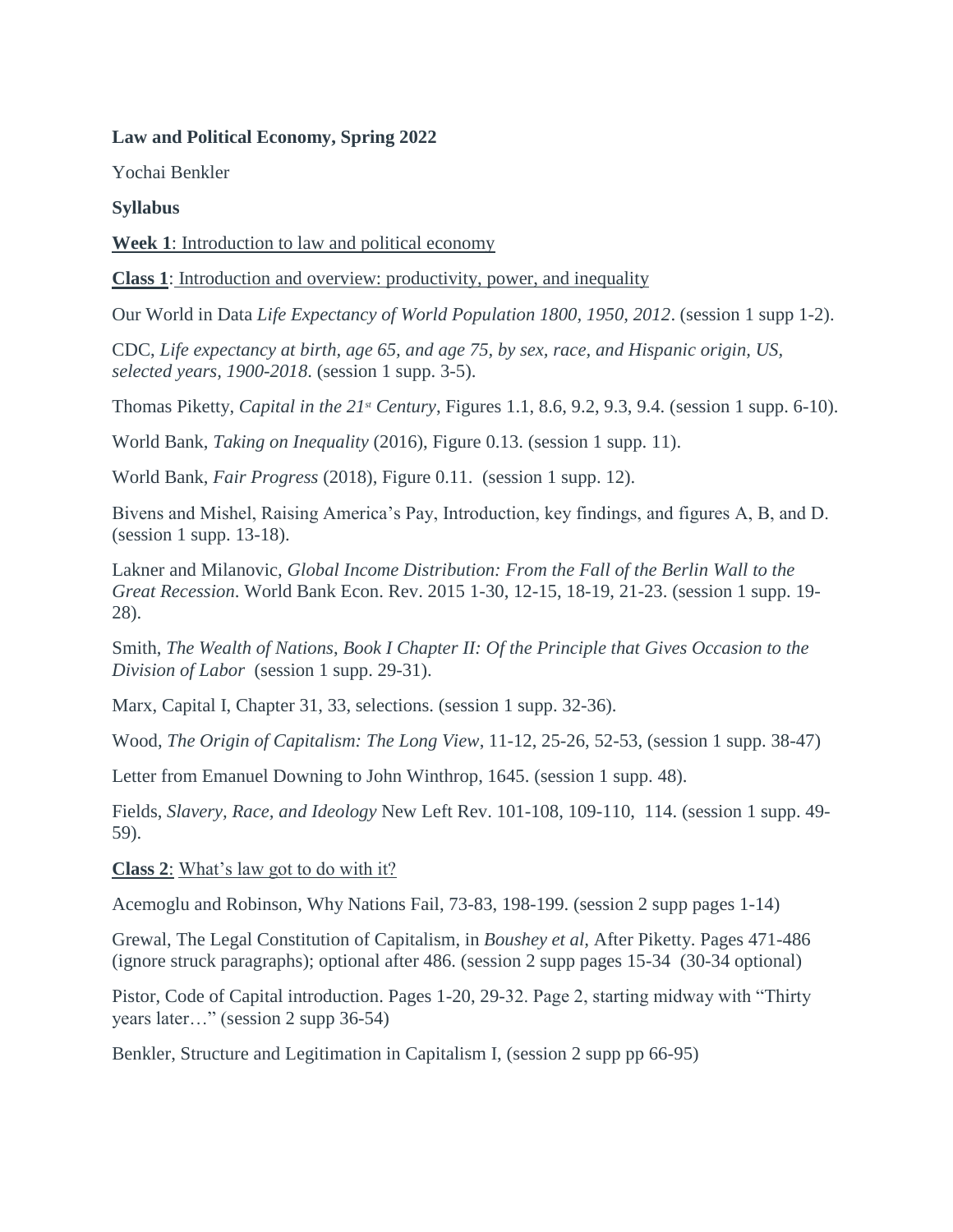**Law and Political Economy, Spring 2022**

Yochai Benkler

**Syllabus**

**Week 1**: Introduction to law and political economy

**Class 1**: Introduction and overview: productivity, power, and inequality

Our World in Data *Life Expectancy of World Population 1800, 1950, 2012*. (session 1 supp 1-2).

CDC, *Life expectancy at birth, age 65, and age 75, by sex, race, and Hispanic origin, US, selected years, 1900-2018*. (session 1 supp. 3-5).

Thomas Piketty, *Capital in the 21st Century*, Figures 1.1, 8.6, 9.2, 9.3, 9.4. (session 1 supp. 6-10).

World Bank, *Taking on Inequality* (2016), Figure 0.13. (session 1 supp. 11).

World Bank, *Fair Progress* (2018), Figure 0.11. (session 1 supp. 12).

Bivens and Mishel, Raising America's Pay, Introduction, key findings, and figures A, B, and D. (session 1 supp. 13-18).

Lakner and Milanovic, *Global Income Distribution: From the Fall of the Berlin Wall to the Great Recession*. World Bank Econ. Rev. 2015 1-30, 12-15, 18-19, 21-23. (session 1 supp. 19-28).

Smith, *The Wealth of Nations*, *Book I Chapter II: Of the Principle that Gives Occasion to the Division of Labor* (session 1 supp. 29-31).

Marx, Capital I, Chapter 31, 33, selections. (session 1 supp. 32-36).

Wood, *The Origin of Capitalism: The Long View*, 11-12, 25-26, 52-53, (session 1 supp. 38-47)

Letter from Emanuel Downing to John Winthrop, 1645. (session 1 supp. 48).

Fields, *Slavery, Race, and Ideology* New Left Rev. 101-108, 109-110, 114. (session 1 supp. 49-59).

**Class 2**: What's law got to do with it?

Acemoglu and Robinson, Why Nations Fail, 73-83, 198-199. (session 2 supp pages 1-14)

Grewal, The Legal Constitution of Capitalism, in *Boushey et al*, After Piketty. Pages 471-486 (ignore struck paragraphs); optional after 486. (session 2 supp pages 15-34 (30-34 optional)

Pistor, Code of Capital introduction. Pages 1-20, 29-32. Page 2, starting midway with "Thirty years later…" (session 2 supp 36-54)

Benkler, Structure and Legitimation in Capitalism I, (session 2 supp pp 66-95)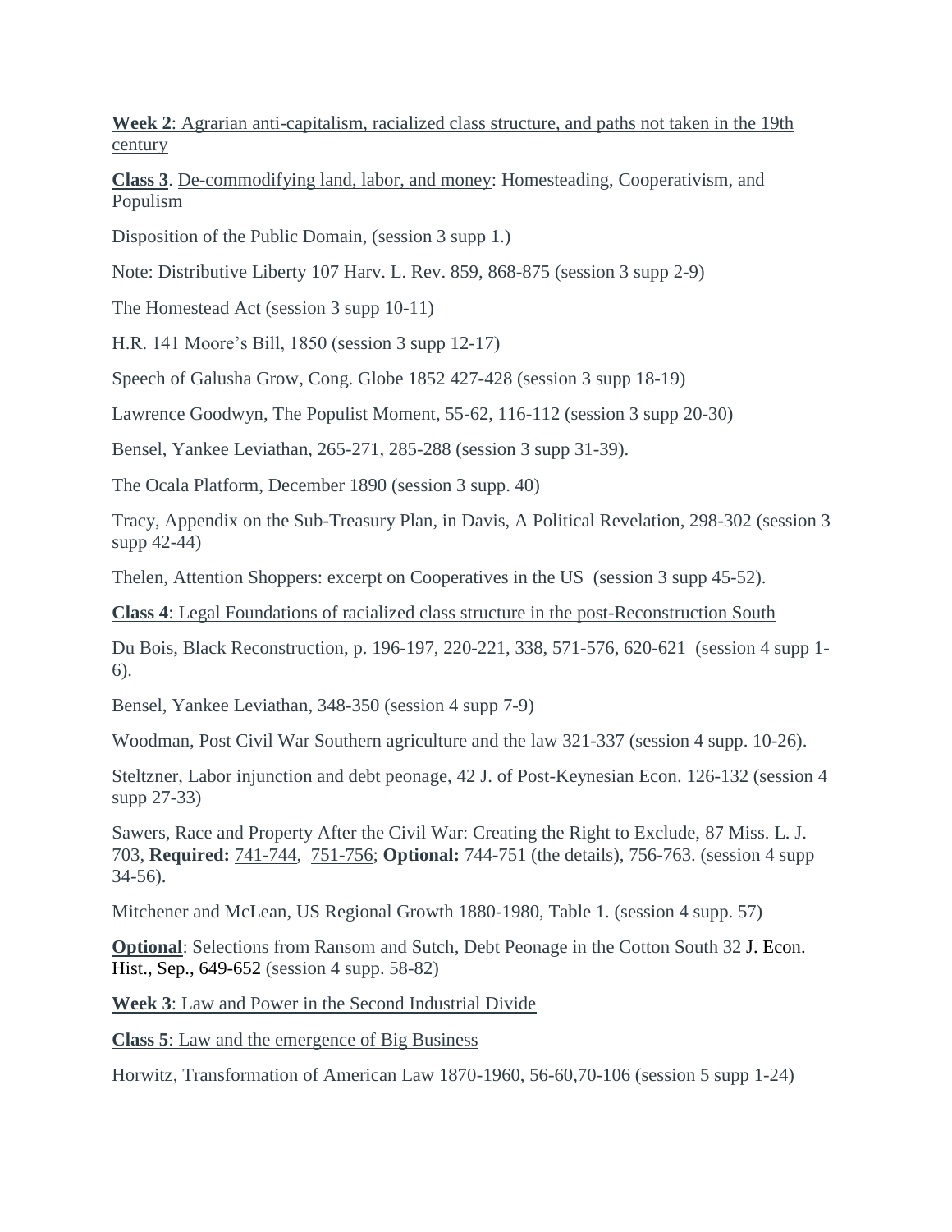**Week 2**: Agrarian anti-capitalism, racialized class structure, and paths not taken in the 19th century

**Class 3**. De-commodifying land, labor, and money: Homesteading, Cooperativism, and Populism

Disposition of the Public Domain, (session 3 supp 1.)

Note: Distributive Liberty 107 Harv. L. Rev. 859, 868-875 (session 3 supp 2-9)

The Homestead Act (session 3 supp 10-11)

H.R. 141 Moore's Bill, 1850 (session 3 supp 12-17)

Speech of Galusha Grow, Cong. Globe 1852 427-428 (session 3 supp 18-19)

Lawrence Goodwyn, The Populist Moment, 55-62, 116-112 (session 3 supp 20-30)

Bensel, Yankee Leviathan, 265-271, 285-288 (session 3 supp 31-39).

The Ocala Platform, December 1890 (session 3 supp. 40)

Tracy, Appendix on the Sub-Treasury Plan, in Davis, A Political Revelation, 298-302 (session 3 supp 42-44)

Thelen, Attention Shoppers: excerpt on Cooperatives in the US (session 3 supp 45-52).

**Class 4**: Legal Foundations of racialized class structure in the post-Reconstruction South

Du Bois, Black Reconstruction, p. 196-197, 220-221, 338, 571-576, 620-621 (session 4 supp 1-6).

Bensel, Yankee Leviathan, 348-350 (session 4 supp 7-9)

Woodman, Post Civil War Southern agriculture and the law 321-337 (session 4 supp. 10-26).

Steltzner, Labor injunction and debt peonage, 42 J. of Post-Keynesian Econ. 126-132 (session 4 supp 27-33)

Sawers, Race and Property After the Civil War: Creating the Right to Exclude, 87 Miss. L. J. 703, **Required:** 741-744, 751-756; **Optional:** 744-751 (the details), 756-763. (session 4 supp 34-56).

Mitchener and McLean, US Regional Growth 1880-1980, Table 1. (session 4 supp. 57)

**Optional**: Selections from Ransom and Sutch, Debt Peonage in the Cotton South 32 J. Econ. Hist., Sep., 649-652 (session 4 supp. 58-82)

**Week 3**: Law and Power in the Second Industrial Divide

**Class 5**: Law and the emergence of Big Business

Horwitz, Transformation of American Law 1870-1960, 56-60,70-106 (session 5 supp 1-24)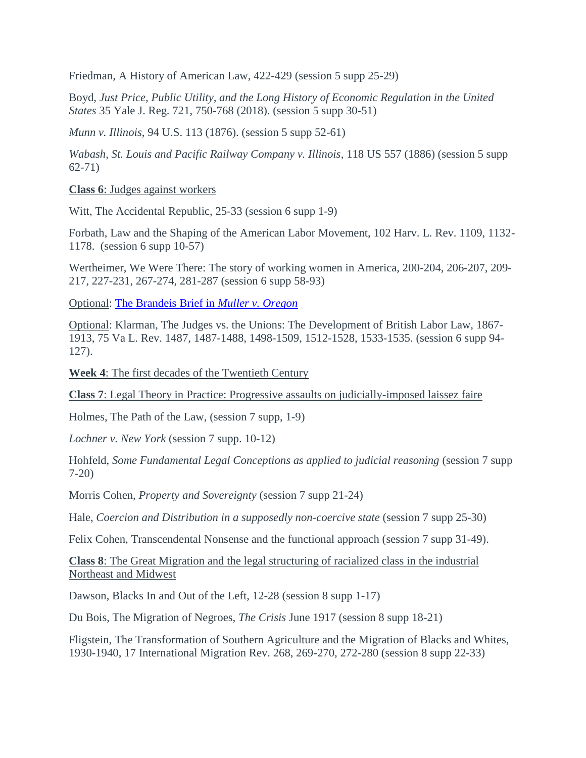Friedman, A History of American Law, 422-429 (session 5 supp 25-29)

Boyd, *Just Price, Public Utility, and the Long History of Economic Regulation in the United States* 35 Yale J. Reg. 721, 750-768 (2018). (session 5 supp 30-51)

*Munn v. Illinois*, 94 U.S. 113 (1876). (session 5 supp 52-61)

*Wabash, St. Louis and Pacific Railway Company v. Illinois*, 118 US 557 (1886) (session 5 supp 62-71)

**Class 6**: Judges against workers

Witt, The Accidental Republic, 25-33 (session 6 supp 1-9)

Forbath, Law and the Shaping of the American Labor Movement, 102 Harv. L. Rev. 1109, 1132-1178. (session 6 supp 10-57)

Wertheimer, We Were There: The story of working women in America, 200-204, 206-207, 209-217, 227-231, 267-274, 281-287 (session 6 supp 58-93)

Optional: The Brandeis Brief in *Muller v. Oregon*

Optional: Klarman, The Judges vs. the Unions: The Development of British Labor Law, 1867-1913, 75 Va L. Rev. 1487, 1487-1488, 1498-1509, 1512-1528, 1533-1535. (session 6 supp 94-127).

**Week 4**: The first decades of the Twentieth Century

**Class 7**: Legal Theory in Practice: Progressive assaults on judicially-imposed laissez faire

Holmes, The Path of the Law, (session 7 supp, 1-9)

*Lochner v. New York* (session 7 supp. 10-12)

Hohfeld, *Some Fundamental Legal Conceptions as applied to judicial reasoning* (session 7 supp 7-20)

Morris Cohen, *Property and Sovereignty* (session 7 supp 21-24)

Hale, *Coercion and Distribution in a supposedly non-coercive state* (session 7 supp 25-30)

Felix Cohen, Transcendental Nonsense and the functional approach (session 7 supp 31-49).

**Class 8**: The Great Migration and the legal structuring of racialized class in the industrial Northeast and Midwest

Dawson, Blacks In and Out of the Left, 12-28 (session 8 supp 1-17)

Du Bois, The Migration of Negroes, *The Crisis* June 1917 (session 8 supp 18-21)

Fligstein, The Transformation of Southern Agriculture and the Migration of Blacks and Whites, 1930-1940, 17 International Migration Rev. 268, 269-270, 272-280 (session 8 supp 22-33)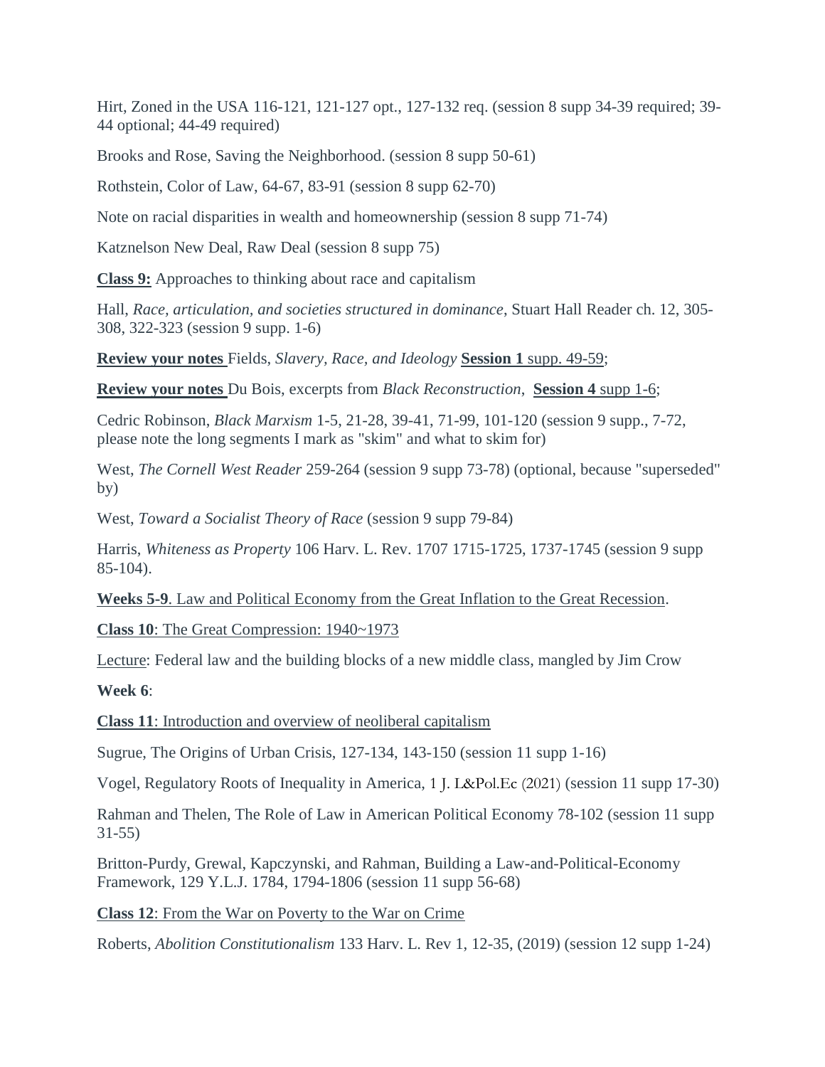Hirt, Zoned in the USA 116-121, 121-127 opt., 127-132 req. (session 8 supp 34-39 required; 39-44 optional; 44-49 required)

Brooks and Rose, Saving the Neighborhood. (session 8 supp 50-61)

Rothstein, Color of Law, 64-67, 83-91 (session 8 supp 62-70)

Note on racial disparities in wealth and homeownership (session 8 supp 71-74)

Katznelson New Deal, Raw Deal (session 8 supp 75)

**Class 9:** Approaches to thinking about race and capitalism

Hall, *Race, articulation, and societies structured in dominance*, Stuart Hall Reader ch. 12, 305-308, 322-323 (session 9 supp. 1-6)

**Review your notes** Fields, *Slavery, Race, and Ideology* **Session 1** supp. 49-59;

**Review your notes** Du Bois, excerpts from *Black Reconstruction*, **Session 4** supp 1-6;

Cedric Robinson, *Black Marxism* 1-5, 21-28, 39-41, 71-99, 101-120 (session 9 supp., 7-72, please note the long segments I mark as "skim" and what to skim for)

West, *The Cornell West Reader* 259-264 (session 9 supp 73-78) (optional, because "superseded" by)

West, *Toward a Socialist Theory of Race* (session 9 supp 79-84)

Harris, *Whiteness as Property* 106 Harv. L. Rev. 1707 1715-1725, 1737-1745 (session 9 supp 85-104).

**Weeks 5-9**. Law and Political Economy from the Great Inflation to the Great Recession.

**Class 10**: The Great Compression: 1940~1973

Lecture: Federal law and the building blocks of a new middle class, mangled by Jim Crow

**Week 6**:

**Class 11**: Introduction and overview of neoliberal capitalism

Sugrue, The Origins of Urban Crisis, 127-134, 143-150 (session 11 supp 1-16)

Vogel, Regulatory Roots of Inequality in America, 1 J. L&Pol.Ec (2021) (session 11 supp 17-30)

Rahman and Thelen, The Role of Law in American Political Economy 78-102 (session 11 supp 31-55)

Britton-Purdy, Grewal, Kapczynski, and Rahman, Building a Law-and-Political-Economy Framework, 129 Y.L.J. 1784, 1794-1806 (session 11 supp 56-68)

**Class 12**: From the War on Poverty to the War on Crime

Roberts, *Abolition Constitutionalism* 133 Harv. L. Rev 1, 12-35, (2019) (session 12 supp 1-24)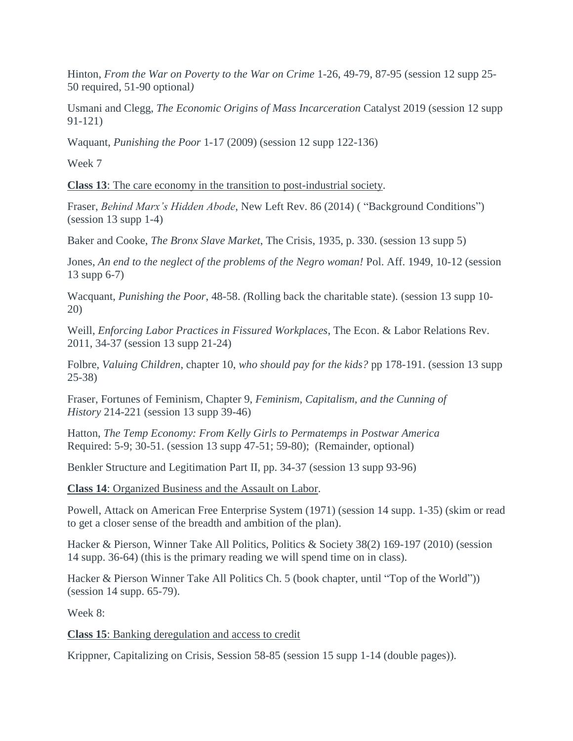Hinton, *From the War on Poverty to the War on Crime* 1-26, 49-79, 87-95 (session 12 supp 25-50 required, 51-90 optional*)*

Usmani and Clegg, *The Economic Origins of Mass Incarceration* Catalyst 2019 (session 12 supp 91-121)

Waquant, *Punishing the Poor* 1-17 (2009) (session 12 supp 122-136)

Week 7

**Class 13**: The care economy in the transition to post-industrial society.

Fraser, *Behind Marx's Hidden Abode*, New Left Rev. 86 (2014) ( "Background Conditions") (session 13 supp 1-4)

Baker and Cooke, *The Bronx Slave Market*, The Crisis, 1935, p. 330. (session 13 supp 5)

Jones, *An end to the neglect of the problems of the Negro woman!* Pol. Aff. 1949, 10-12 (session 13 supp 6-7)

Wacquant, *Punishing the Poor*, 48-58. *(*Rolling back the charitable state). (session 13 supp 10-20)

Weill, *Enforcing Labor Practices in Fissured Workplaces*, The Econ. & Labor Relations Rev. 2011, 34-37 (session 13 supp 21-24)

Folbre, *Valuing Children*, chapter 10, *who should pay for the kids?* pp 178-191. (session 13 supp 25-38)

Fraser, Fortunes of Feminism, Chapter 9, *Feminism, Capitalism, and the Cunning of History* 214-221 (session 13 supp 39-46)

Hatton, *The Temp Economy: From Kelly Girls to Permatemps in Postwar America* Required: 5-9; 30-51. (session 13 supp 47-51; 59-80); (Remainder, optional)

Benkler Structure and Legitimation Part II, pp. 34-37 (session 13 supp 93-96)

**Class 14**: Organized Business and the Assault on Labor.

Powell, Attack on American Free Enterprise System (1971) (session 14 supp. 1-35) (skim or read to get a closer sense of the breadth and ambition of the plan).

Hacker & Pierson, Winner Take All Politics, Politics & Society 38(2) 169-197 (2010) (session 14 supp. 36-64) (this is the primary reading we will spend time on in class).

Hacker & Pierson Winner Take All Politics Ch. 5 (book chapter, until "Top of the World")) (session 14 supp. 65-79).

Week 8:

**Class 15**: Banking deregulation and access to credit

Krippner, Capitalizing on Crisis, Session 58-85 (session 15 supp 1-14 (double pages)).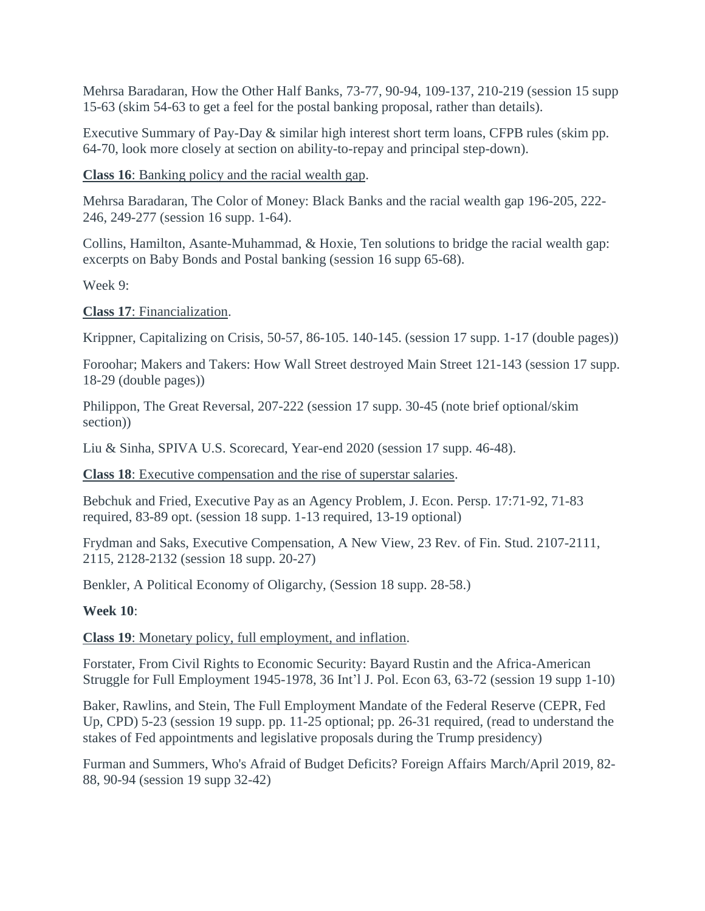Mehrsa Baradaran, How the Other Half Banks, 73-77, 90-94, 109-137, 210-219 (session 15 supp 15-63 (skim 54-63 to get a feel for the postal banking proposal, rather than details).

Executive Summary of Pay-Day & similar high interest short term loans, CFPB rules (skim pp. 64-70, look more closely at section on ability-to-repay and principal step-down).

**Class 16**: Banking policy and the racial wealth gap.

Mehrsa Baradaran, The Color of Money: Black Banks and the racial wealth gap 196-205, 222-246, 249-277 (session 16 supp. 1-64).

Collins, Hamilton, Asante-Muhammad, & Hoxie, Ten solutions to bridge the racial wealth gap: excerpts on Baby Bonds and Postal banking (session 16 supp 65-68).

Week 9:

**Class 17**: Financialization.

Krippner, Capitalizing on Crisis, 50-57, 86-105. 140-145. (session 17 supp. 1-17 (double pages))

Foroohar; Makers and Takers: How Wall Street destroyed Main Street 121-143 (session 17 supp. 18-29 (double pages))

Philippon, The Great Reversal, 207-222 (session 17 supp. 30-45 (note brief optional/skim section))

Liu & Sinha, SPIVA U.S. Scorecard, Year-end 2020 (session 17 supp. 46-48).

**Class 18**: Executive compensation and the rise of superstar salaries.

Bebchuk and Fried, Executive Pay as an Agency Problem, J. Econ. Persp. 17:71-92, 71-83 required, 83-89 opt. (session 18 supp. 1-13 required, 13-19 optional)

Frydman and Saks, Executive Compensation, A New View, 23 Rev. of Fin. Stud. 2107-2111, 2115, 2128-2132 (session 18 supp. 20-27)

Benkler, A Political Economy of Oligarchy, (Session 18 supp. 28-58.)

**Week 10**:

**Class 19**: Monetary policy, full employment, and inflation.

Forstater, From Civil Rights to Economic Security: Bayard Rustin and the Africa-American Struggle for Full Employment 1945-1978, 36 Int'l J. Pol. Econ 63, 63-72 (session 19 supp 1-10)

Baker, Rawlins, and Stein, The Full Employment Mandate of the Federal Reserve (CEPR, Fed Up, CPD) 5-23 (session 19 supp. pp. 11-25 optional; pp. 26-31 required, (read to understand the stakes of Fed appointments and legislative proposals during the Trump presidency)

Furman and Summers, Who's Afraid of Budget Deficits? Foreign Affairs March/April 2019, 82-88, 90-94 (session 19 supp 32-42)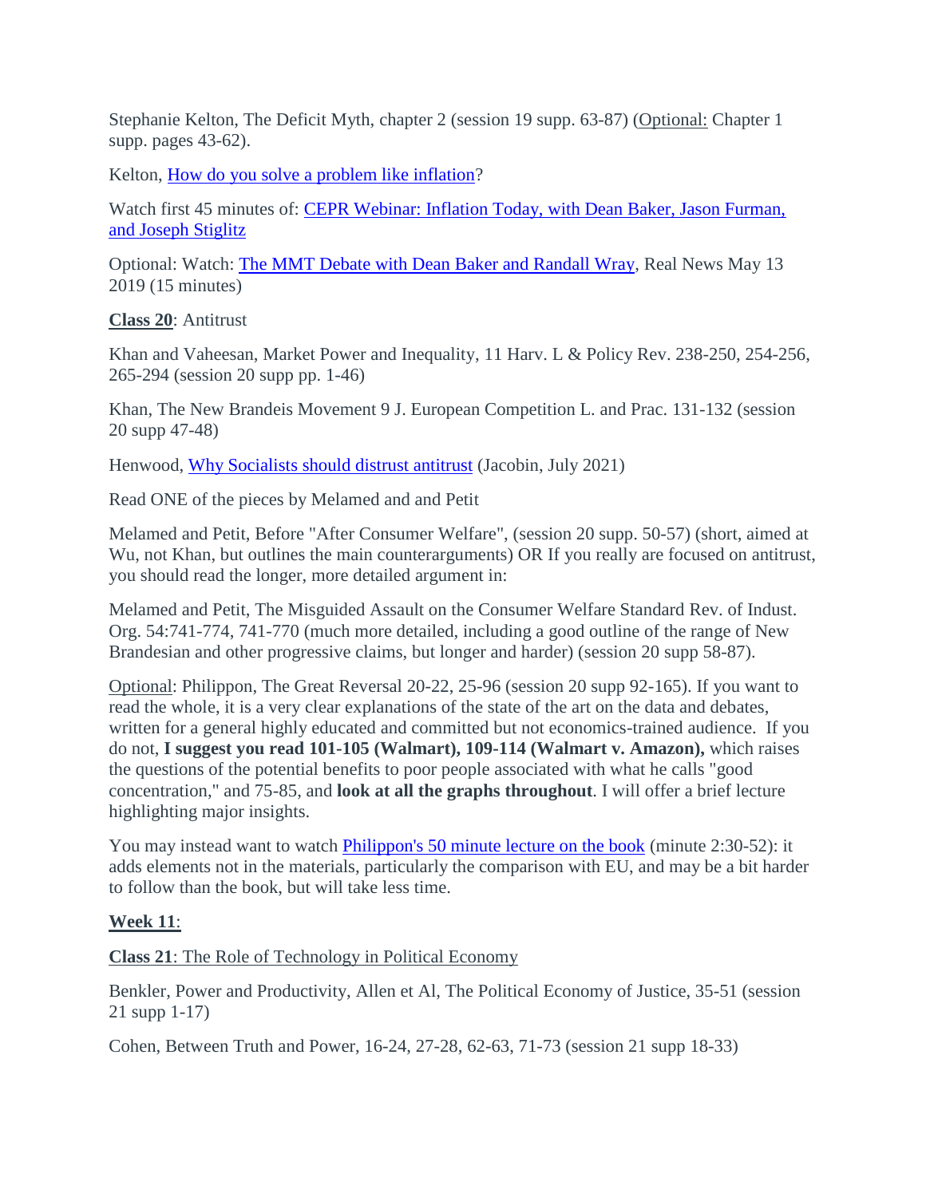Stephanie Kelton, The Deficit Myth, chapter 2 (session 19 supp. 63-87) (Optional: Chapter 1 supp. pages 43-62).

Kelton, [How do you solve a problem like inflation]?

Watch first 45 minutes of: [CEPR Webinar: Inflation Today, with Dean Baker, Jason Furman, and Joseph Stiglitz]

Optional: Watch: [The MMT Debate with Dean Baker and Randall Wray], Real News May 13 2019 (15 minutes)

**Class 20**: Antitrust

Khan and Vaheesan, Market Power and Inequality, 11 Harv. L & Policy Rev. 238-250, 254-256, 265-294 (session 20 supp pp. 1-46)

Khan, The New Brandeis Movement 9 J. European Competition L. and Prac. 131-132 (session 20 supp 47-48)

Henwood, [Why Socialists should distrust antitrust] (Jacobin, July 2021)

Read ONE of the pieces by Melamed and and Petit

Melamed and Petit, Before "After Consumer Welfare", (session 20 supp. 50-57) (short, aimed at Wu, not Khan, but outlines the main counterarguments) OR If you really are focused on antitrust, you should read the longer, more detailed argument in:

Melamed and Petit, The Misguided Assault on the Consumer Welfare Standard Rev. of Indust. Org. 54:741-774, 741-770 (much more detailed, including a good outline of the range of New Brandesian and other progressive claims, but longer and harder) (session 20 supp 58-87).

Optional: Philippon, The Great Reversal 20-22, 25-96 (session 20 supp 92-165). If you want to read the whole, it is a very clear explanations of the state of the art on the data and debates, written for a general highly educated and committed but not economics-trained audience. If you do not, **I suggest you read 101-105 (Walmart), 109-114 (Walmart v. Amazon),** which raises the questions of the potential benefits to poor people associated with what he calls "good concentration," and 75-85, and **look at all the graphs throughout**. I will offer a brief lecture highlighting major insights.

You may instead want to watch [Philippon's 50 minute lecture on the book] (minute 2:30-52): it adds elements not in the materials, particularly the comparison with EU, and may be a bit harder to follow than the book, but will take less time.

**Week 11**:

**Class 21**: The Role of Technology in Political Economy

Benkler, Power and Productivity, Allen et Al, The Political Economy of Justice, 35-51 (session 21 supp 1-17)

Cohen, Between Truth and Power, 16-24, 27-28, 62-63, 71-73 (session 21 supp 18-33)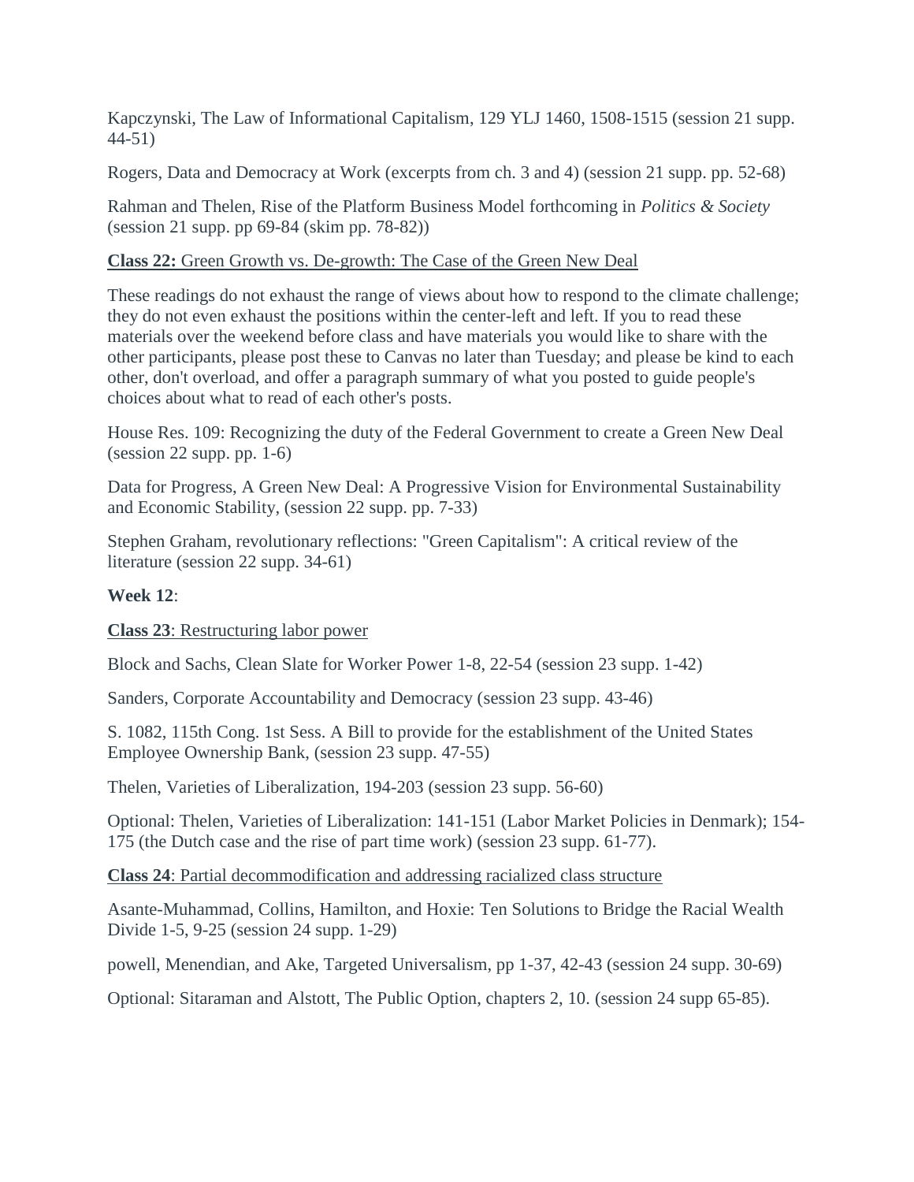Kapczynski, The Law of Informational Capitalism, 129 YLJ 1460, 1508-1515 (session 21 supp. 44-51)

Rogers, Data and Democracy at Work (excerpts from ch. 3 and 4) (session 21 supp. pp. 52-68)

Rahman and Thelen, Rise of the Platform Business Model forthcoming in *Politics & Society* (session 21 supp. pp 69-84 (skim pp. 78-82))

**Class 22:** Green Growth vs. De-growth: The Case of the Green New Deal

These readings do not exhaust the range of views about how to respond to the climate challenge; they do not even exhaust the positions within the center-left and left. If you to read these materials over the weekend before class and have materials you would like to share with the other participants, please post these to Canvas no later than Tuesday; and please be kind to each other, don't overload, and offer a paragraph summary of what you posted to guide people's choices about what to read of each other's posts.

House Res. 109: Recognizing the duty of the Federal Government to create a Green New Deal (session 22 supp. pp. 1-6)

Data for Progress, A Green New Deal: A Progressive Vision for Environmental Sustainability and Economic Stability, (session 22 supp. pp. 7-33)

Stephen Graham, revolutionary reflections: "Green Capitalism": A critical review of the literature (session 22 supp. 34-61)

**Week 12**:

**Class 23**: Restructuring labor power

Block and Sachs, Clean Slate for Worker Power 1-8, 22-54 (session 23 supp. 1-42)

Sanders, Corporate Accountability and Democracy (session 23 supp. 43-46)

S. 1082, 115th Cong. 1st Sess. A Bill to provide for the establishment of the United States Employee Ownership Bank, (session 23 supp. 47-55)

Thelen, Varieties of Liberalization, 194-203 (session 23 supp. 56-60)

Optional: Thelen, Varieties of Liberalization: 141-151 (Labor Market Policies in Denmark); 154-175 (the Dutch case and the rise of part time work) (session 23 supp. 61-77).

**Class 24**: Partial decommodification and addressing racialized class structure

Asante-Muhammad, Collins, Hamilton, and Hoxie: Ten Solutions to Bridge the Racial Wealth Divide 1-5, 9-25 (session 24 supp. 1-29)

powell, Menendian, and Ake, Targeted Universalism, pp 1-37, 42-43 (session 24 supp. 30-69)

Optional: Sitaraman and Alstott, The Public Option, chapters 2, 10. (session 24 supp 65-85).